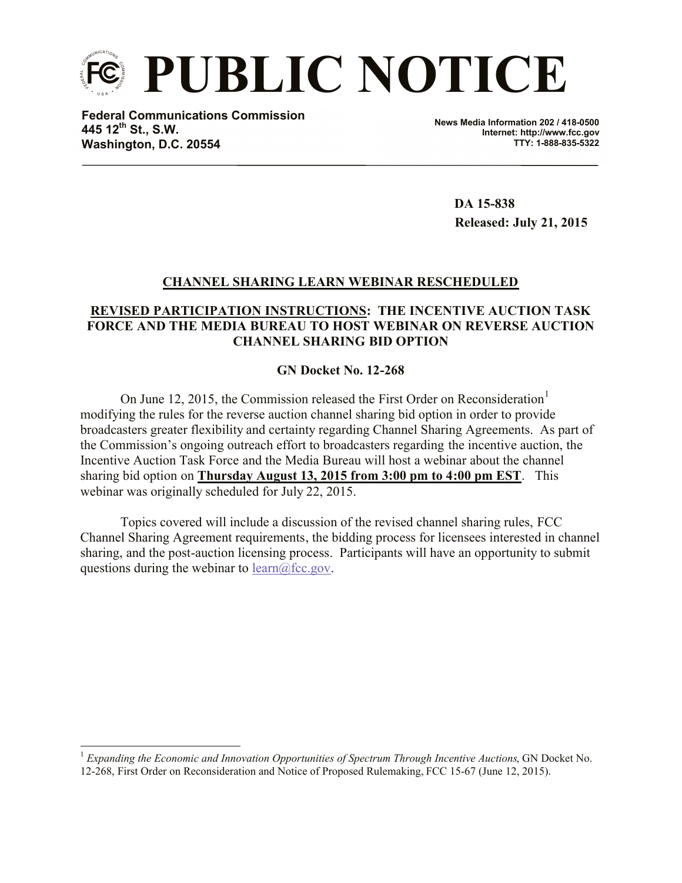# PUBLIC NOTICE

**Federal Communications Commission**
**445 12th St., S.W.**
**Washington, D.C. 20554**

**News Media Information 202 / 418-0500**
**Internet: http://www.fcc.gov**
**TTY: 1-888-835-5322**

**DA 15-838**
**Released: July 21, 2015**

## CHANNEL SHARING LEARN WEBINAR RESCHEDULED

## REVISED PARTICIPATION INSTRUCTIONS: THE INCENTIVE AUCTION TASK FORCE AND THE MEDIA BUREAU TO HOST WEBINAR ON REVERSE AUCTION CHANNEL SHARING BID OPTION

### GN Docket No. 12-268

On June 12, 2015, the Commission released the First Order on Reconsideration[1] modifying the rules for the reverse auction channel sharing bid option in order to provide broadcasters greater flexibility and certainty regarding Channel Sharing Agreements. As part of the Commission's ongoing outreach effort to broadcasters regarding the incentive auction, the Incentive Auction Task Force and the Media Bureau will host a webinar about the channel sharing bid option on **Thursday August 13, 2015 from 3:00 pm to 4:00 pm EST**. This webinar was originally scheduled for July 22, 2015.

Topics covered will include a discussion of the revised channel sharing rules, FCC Channel Sharing Agreement requirements, the bidding process for licensees interested in channel sharing, and the post-auction licensing process. Participants will have an opportunity to submit questions during the webinar to learn@fcc.gov.

---

[1] *Expanding the Economic and Innovation Opportunities of Spectrum Through Incentive Auctions*, GN Docket No. 12-268, First Order on Reconsideration and Notice of Proposed Rulemaking, FCC 15-67 (June 12, 2015).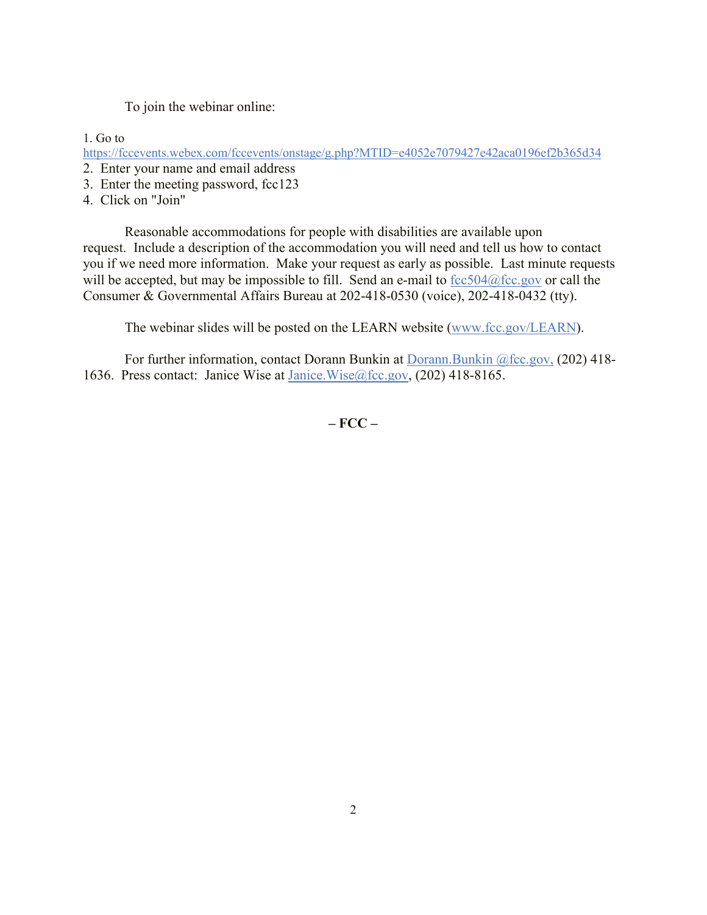To join the webinar online:

1. Go to https://fccevents.webex.com/fccevents/onstage/g.php?MTID=e4052e7079427e42aca0196ef2b365d34
2. Enter your name and email address
3. Enter the meeting password, fcc123
4. Click on "Join"

Reasonable accommodations for people with disabilities are available upon request. Include a description of the accommodation you will need and tell us how to contact you if we need more information. Make your request as early as possible. Last minute requests will be accepted, but may be impossible to fill. Send an e-mail to fcc504@fcc.gov or call the Consumer & Governmental Affairs Bureau at 202-418-0530 (voice), 202-418-0432 (tty).

The webinar slides will be posted on the LEARN website (www.fcc.gov/LEARN).

For further information, contact Dorann Bunkin at Dorann.Bunkin @fcc.gov, (202) 418-1636. Press contact: Janice Wise at Janice.Wise@fcc.gov, (202) 418-8165.

**– FCC –**